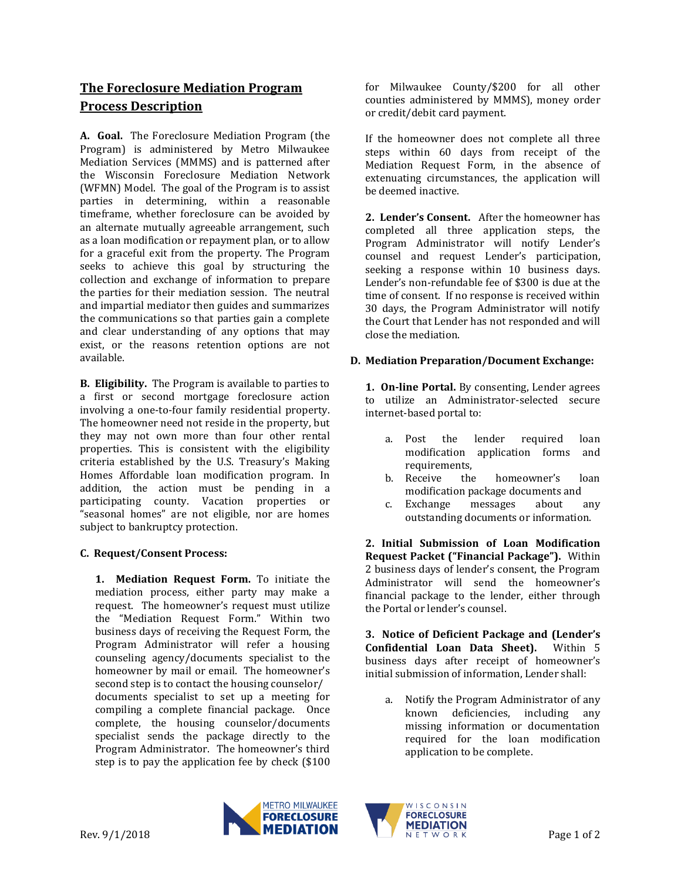# The Foreclosure Mediation Program Process Description

**A. Goal.** The Foreclosure Mediation Program (the Program) is administered by Metro Milwaukee Mediation Services (MMMS) and is patterned after the Wisconsin Foreclosure Mediation Network (WFMN) Model. The goal of the Program is to assist parties in determining, within a reasonable timeframe, whether foreclosure can be avoided by an alternate mutually agreeable arrangement, such as a loan modification or repayment plan, or to allow for a graceful exit from the property. The Program seeks to achieve this goal by structuring the collection and exchange of information to prepare the parties for their mediation session. The neutral and impartial mediator then guides and summarizes the communications so that parties gain a complete and clear understanding of any options that may exist, or the reasons retention options are not available.

**B. Eligibility.** The Program is available to parties to a first or second mortgage foreclosure action involving a one-to-four family residential property. The homeowner need not reside in the property, but they may not own more than four other rental properties. This is consistent with the eligibility criteria established by the U.S. Treasury's Making Homes Affordable loan modification program. In addition, the action must be pending in a participating county. Vacation properties or "seasonal homes" are not eligible, nor are homes subject to bankruptcy protection.

**C. Request/Consent Process:**

**1. Mediation Request Form.** To initiate the mediation process, either party may make a request. The homeowner's request must utilize the "Mediation Request Form." Within two business days of receiving the Request Form, the Program Administrator will refer a housing counseling agency/documents specialist to the homeowner by mail or email. The homeowner's second step is to contact the housing counselor/ documents specialist to set up a meeting for compiling a complete financial package. Once complete, the housing counselor/documents specialist sends the package directly to the Program Administrator. The homeowner's third step is to pay the application fee by check ($100 for Milwaukee County/$200 for all other counties administered by MMMS), money order or credit/debit card payment.

If the homeowner does not complete all three steps within 60 days from receipt of the Mediation Request Form, in the absence of extenuating circumstances, the application will be deemed inactive.

**2. Lender's Consent.** After the homeowner has completed all three application steps, the Program Administrator will notify Lender's counsel and request Lender's participation, seeking a response within 10 business days. Lender's non-refundable fee of $300 is due at the time of consent. If no response is received within 30 days, the Program Administrator will notify the Court that Lender has not responded and will close the mediation.

**D. Mediation Preparation/Document Exchange:**

**1. On-line Portal.** By consenting, Lender agrees to utilize an Administrator-selected secure internet-based portal to:

a. Post the lender required loan modification application forms and requirements,
b. Receive the homeowner's loan modification package documents and
c. Exchange messages about any outstanding documents or information.

**2. Initial Submission of Loan Modification Request Packet ("Financial Package").** Within 2 business days of lender's consent, the Program Administrator will send the homeowner's financial package to the lender, either through the Portal or lender's counsel.

**3. Notice of Deficient Package and (Lender's Confidential Loan Data Sheet).** Within 5 business days after receipt of homeowner's initial submission of information, Lender shall:

a. Notify the Program Administrator of any known deficiencies, including any missing information or documentation required for the loan modification application to be complete.

Rev. 9/1/2018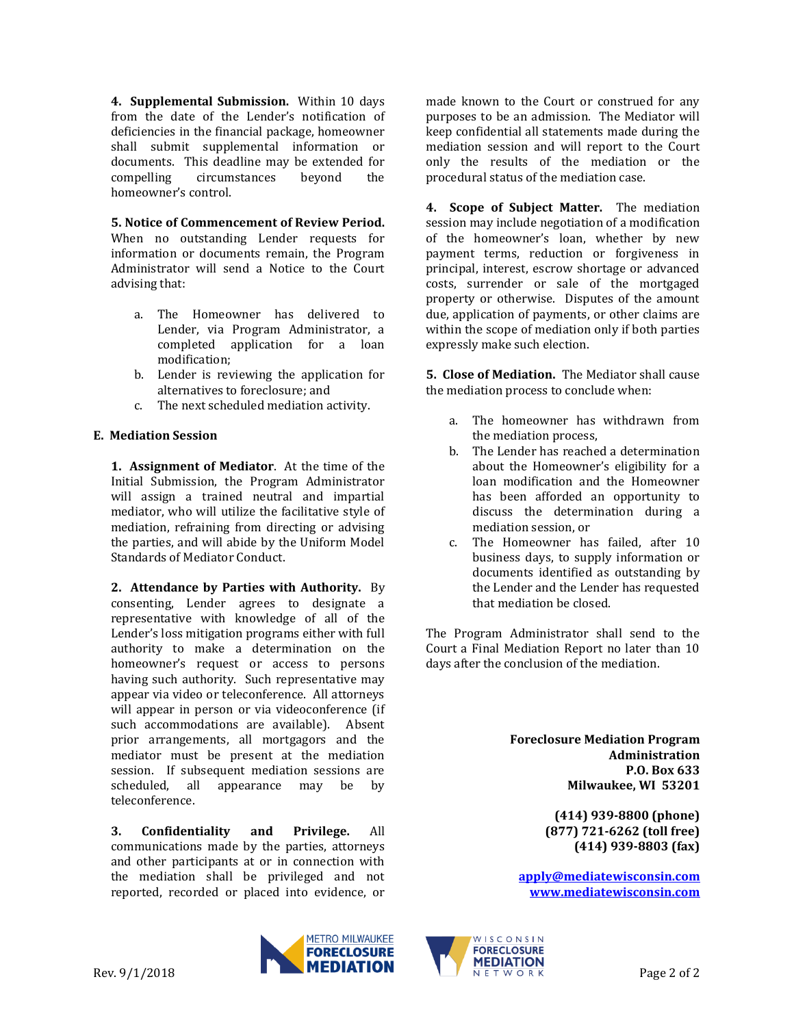**4. Supplemental Submission.** Within 10 days from the date of the Lender's notification of deficiencies in the financial package, homeowner shall submit supplemental information or documents. This deadline may be extended for compelling circumstances beyond the homeowner's control.

**5. Notice of Commencement of Review Period.** When no outstanding Lender requests for information or documents remain, the Program Administrator will send a Notice to the Court advising that:

a. The Homeowner has delivered to Lender, via Program Administrator, a completed application for a loan modification;
b. Lender is reviewing the application for alternatives to foreclosure; and
c. The next scheduled mediation activity.

## E. Mediation Session

**1. Assignment of Mediator**. At the time of the Initial Submission, the Program Administrator will assign a trained neutral and impartial mediator, who will utilize the facilitative style of mediation, refraining from directing or advising the parties, and will abide by the Uniform Model Standards of Mediator Conduct.

**2. Attendance by Parties with Authority.** By consenting, Lender agrees to designate a representative with knowledge of all of the Lender's loss mitigation programs either with full authority to make a determination on the homeowner's request or access to persons having such authority. Such representative may appear via video or teleconference. All attorneys will appear in person or via videoconference (if such accommodations are available). Absent prior arrangements, all mortgagors and the mediator must be present at the mediation session. If subsequent mediation sessions are scheduled, all appearance may be by teleconference.

**3. Confidentiality and Privilege.** All communications made by the parties, attorneys and other participants at or in connection with the mediation shall be privileged and not reported, recorded or placed into evidence, or made known to the Court or construed for any purposes to be an admission. The Mediator will keep confidential all statements made during the mediation session and will report to the Court only the results of the mediation or the procedural status of the mediation case.

**4. Scope of Subject Matter.** The mediation session may include negotiation of a modification of the homeowner's loan, whether by new payment terms, reduction or forgiveness in principal, interest, escrow shortage or advanced costs, surrender or sale of the mortgaged property or otherwise. Disputes of the amount due, application of payments, or other claims are within the scope of mediation only if both parties expressly make such election.

**5. Close of Mediation.** The Mediator shall cause the mediation process to conclude when:

a. The homeowner has withdrawn from the mediation process,
b. The Lender has reached a determination about the Homeowner's eligibility for a loan modification and the Homeowner has been afforded an opportunity to discuss the determination during a mediation session, or
c. The Homeowner has failed, after 10 business days, to supply information or documents identified as outstanding by the Lender and the Lender has requested that mediation be closed.

The Program Administrator shall send to the Court a Final Mediation Report no later than 10 days after the conclusion of the mediation.

**Foreclosure Mediation Program Administration**
**P.O. Box 633**
**Milwaukee, WI 53201**

**(414) 939-8800 (phone)**
**(877) 721-6262 (toll free)**
**(414) 939-8803 (fax)**

**apply@mediatewisconsin.com**
**www.mediatewisconsin.com**

Rev. 9/1/2018

METRO MILWAUKEE FORECLOSURE MEDIATION

WISCONSIN FORECLOSURE MEDIATION NETWORK